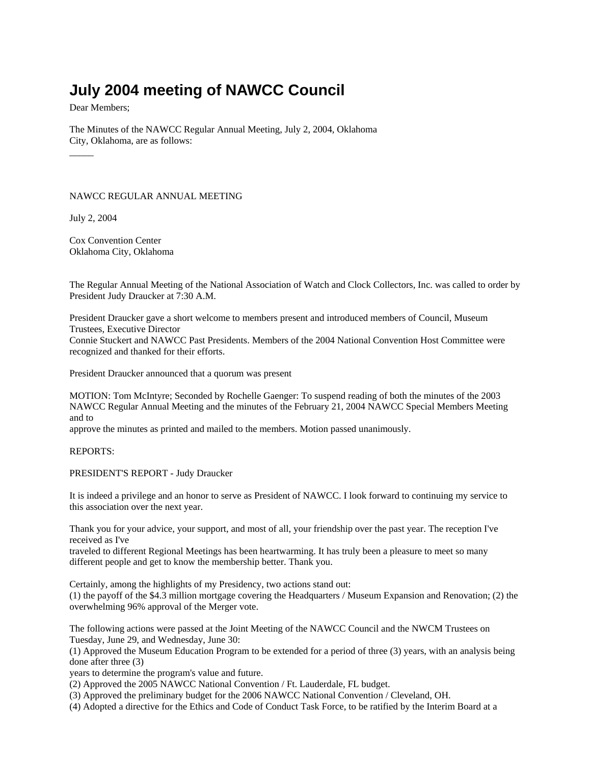# July 2004 meeting of NAWCC Council

Dear Members;

The Minutes of the NAWCC Regular Annual Meeting, July 2, 2004, Oklahoma City, Oklahoma, are as follows:

_____

NAWCC REGULAR ANNUAL MEETING

July 2, 2004

Cox Convention Center
Oklahoma City, Oklahoma

The Regular Annual Meeting of the National Association of Watch and Clock Collectors, Inc. was called to order by President Judy Draucker at 7:30 A.M.

President Draucker gave a short welcome to members present and introduced members of Council, Museum Trustees, Executive Director Connie Stuckert and NAWCC Past Presidents. Members of the 2004 National Convention Host Committee were recognized and thanked for their efforts.

President Draucker announced that a quorum was present

MOTION: Tom McIntyre; Seconded by Rochelle Gaenger: To suspend reading of both the minutes of the 2003 NAWCC Regular Annual Meeting and the minutes of the February 21, 2004 NAWCC Special Members Meeting and to approve the minutes as printed and mailed to the members. Motion passed unanimously.

REPORTS:

PRESIDENT'S REPORT - Judy Draucker

It is indeed a privilege and an honor to serve as President of NAWCC. I look forward to continuing my service to this association over the next year.

Thank you for your advice, your support, and most of all, your friendship over the past year. The reception I've received as I've traveled to different Regional Meetings has been heartwarming. It has truly been a pleasure to meet so many different people and get to know the membership better. Thank you.

Certainly, among the highlights of my Presidency, two actions stand out:
(1) the payoff of the $4.3 million mortgage covering the Headquarters / Museum Expansion and Renovation; (2) the overwhelming 96% approval of the Merger vote.

The following actions were passed at the Joint Meeting of the NAWCC Council and the NWCM Trustees on Tuesday, June 29, and Wednesday, June 30:
(1) Approved the Museum Education Program to be extended for a period of three (3) years, with an analysis being done after three (3) years to determine the program's value and future.
(2) Approved the 2005 NAWCC National Convention / Ft. Lauderdale, FL budget.
(3) Approved the preliminary budget for the 2006 NAWCC National Convention / Cleveland, OH.
(4) Adopted a directive for the Ethics and Code of Conduct Task Force, to be ratified by the Interim Board at a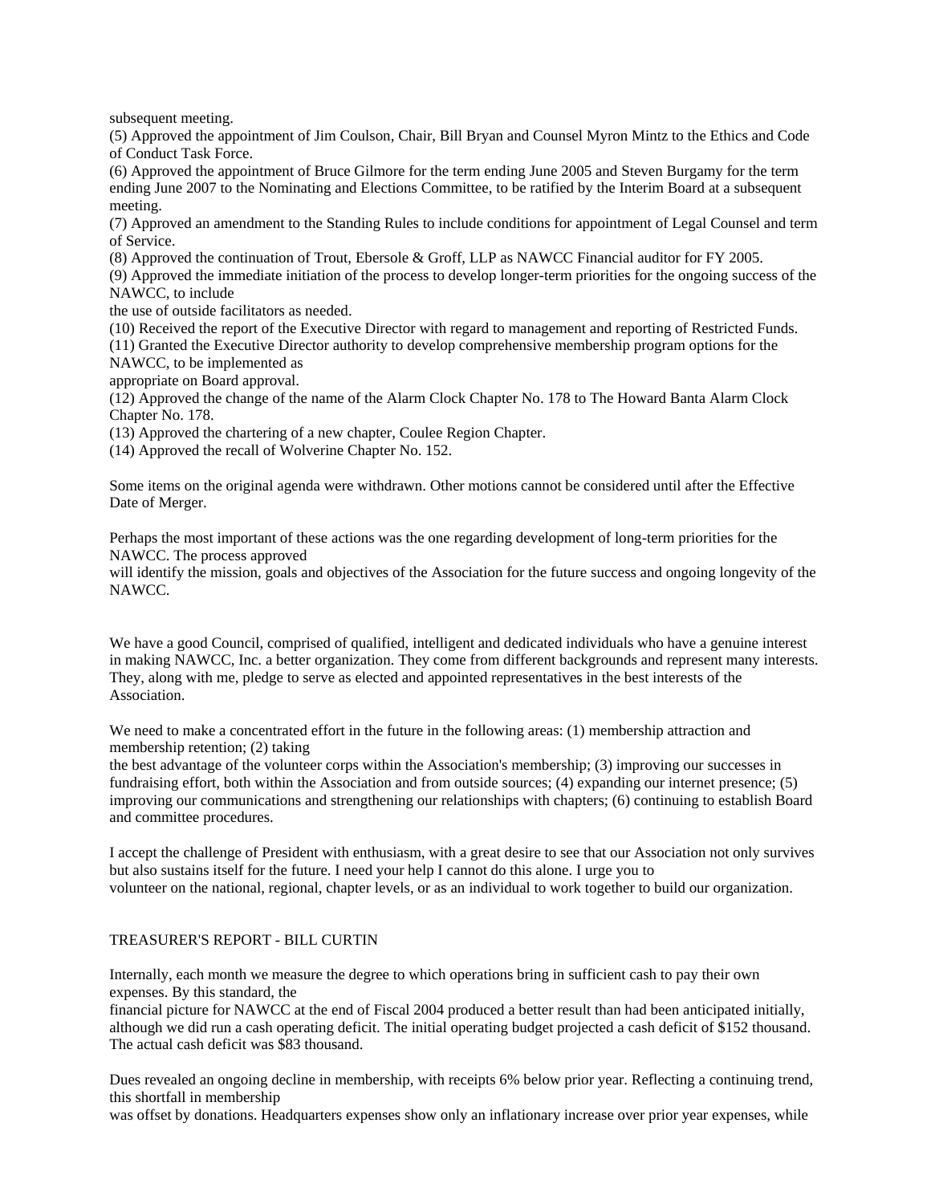subsequent meeting.

(5) Approved the appointment of Jim Coulson, Chair, Bill Bryan and Counsel Myron Mintz to the Ethics and Code of Conduct Task Force.

(6) Approved the appointment of Bruce Gilmore for the term ending June 2005 and Steven Burgamy for the term ending June 2007 to the Nominating and Elections Committee, to be ratified by the Interim Board at a subsequent meeting.

(7) Approved an amendment to the Standing Rules to include conditions for appointment of Legal Counsel and term of Service.

(8) Approved the continuation of Trout, Ebersole & Groff, LLP as NAWCC Financial auditor for FY 2005.

(9) Approved the immediate initiation of the process to develop longer-term priorities for the ongoing success of the NAWCC, to include the use of outside facilitators as needed.

(10) Received the report of the Executive Director with regard to management and reporting of Restricted Funds.

(11) Granted the Executive Director authority to develop comprehensive membership program options for the NAWCC, to be implemented as appropriate on Board approval.

(12) Approved the change of the name of the Alarm Clock Chapter No. 178 to The Howard Banta Alarm Clock Chapter No. 178.

(13) Approved the chartering of a new chapter, Coulee Region Chapter.

(14) Approved the recall of Wolverine Chapter No. 152.

Some items on the original agenda were withdrawn. Other motions cannot be considered until after the Effective Date of Merger.

Perhaps the most important of these actions was the one regarding development of long-term priorities for the NAWCC. The process approved will identify the mission, goals and objectives of the Association for the future success and ongoing longevity of the NAWCC.

We have a good Council, comprised of qualified, intelligent and dedicated individuals who have a genuine interest in making NAWCC, Inc. a better organization. They come from different backgrounds and represent many interests. They, along with me, pledge to serve as elected and appointed representatives in the best interests of the Association.

We need to make a concentrated effort in the future in the following areas: (1) membership attraction and membership retention; (2) taking the best advantage of the volunteer corps within the Association's membership; (3) improving our successes in fundraising effort, both within the Association and from outside sources; (4) expanding our internet presence; (5) improving our communications and strengthening our relationships with chapters; (6) continuing to establish Board and committee procedures.

I accept the challenge of President with enthusiasm, with a great desire to see that our Association not only survives but also sustains itself for the future. I need your help I cannot do this alone. I urge you to volunteer on the national, regional, chapter levels, or as an individual to work together to build our organization.

## TREASURER'S REPORT - BILL CURTIN

Internally, each month we measure the degree to which operations bring in sufficient cash to pay their own expenses. By this standard, the financial picture for NAWCC at the end of Fiscal 2004 produced a better result than had been anticipated initially, although we did run a cash operating deficit. The initial operating budget projected a cash deficit of $152 thousand. The actual cash deficit was $83 thousand.

Dues revealed an ongoing decline in membership, with receipts 6% below prior year. Reflecting a continuing trend, this shortfall in membership was offset by donations. Headquarters expenses show only an inflationary increase over prior year expenses, while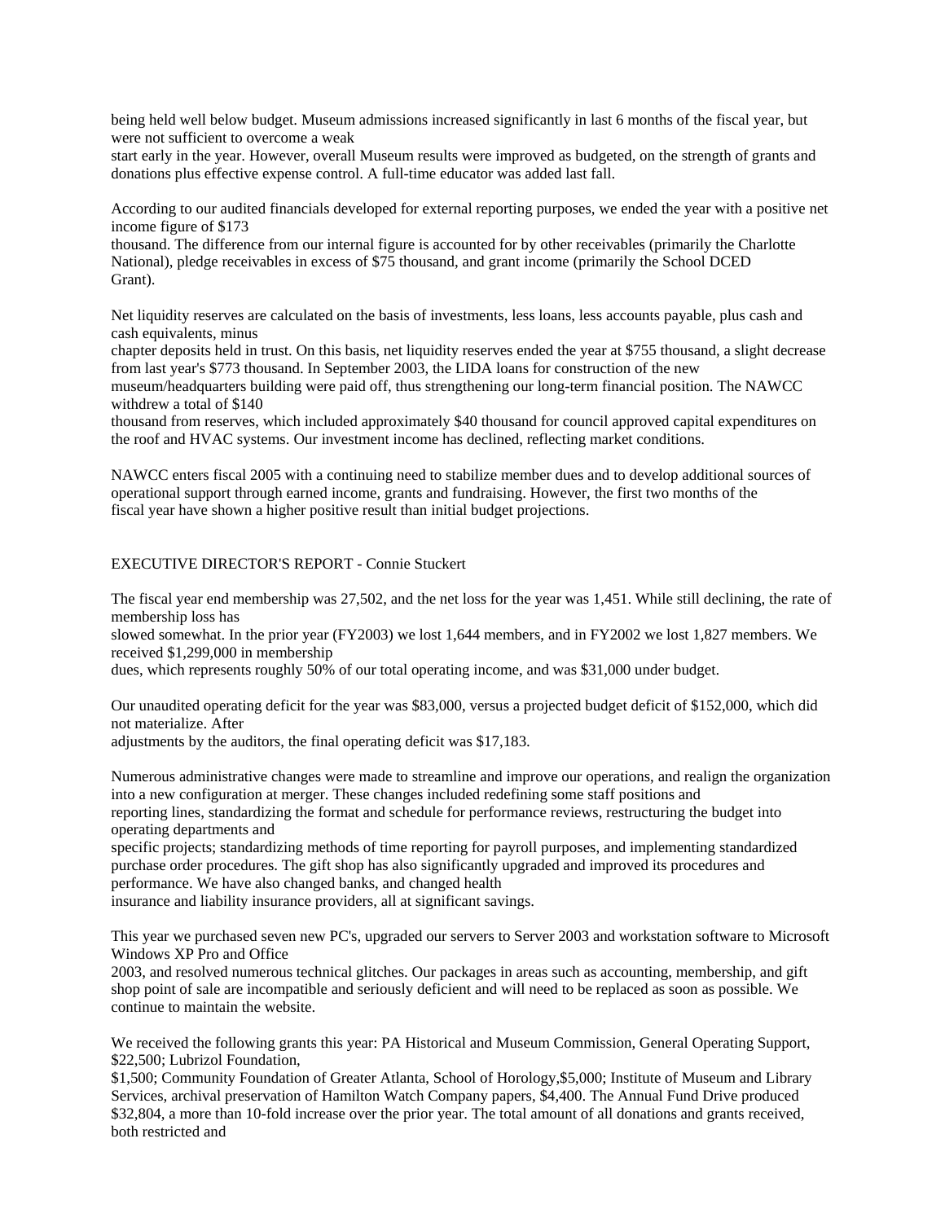being held well below budget. Museum admissions increased significantly in last 6 months of the fiscal year, but were not sufficient to overcome a weak start early in the year. However, overall Museum results were improved as budgeted, on the strength of grants and donations plus effective expense control. A full-time educator was added last fall.

According to our audited financials developed for external reporting purposes, we ended the year with a positive net income figure of $173 thousand. The difference from our internal figure is accounted for by other receivables (primarily the Charlotte National), pledge receivables in excess of $75 thousand, and grant income (primarily the School DCED Grant).

Net liquidity reserves are calculated on the basis of investments, less loans, less accounts payable, plus cash and cash equivalents, minus chapter deposits held in trust. On this basis, net liquidity reserves ended the year at $755 thousand, a slight decrease from last year's $773 thousand. In September 2003, the LIDA loans for construction of the new museum/headquarters building were paid off, thus strengthening our long-term financial position. The NAWCC withdrew a total of $140 thousand from reserves, which included approximately $40 thousand for council approved capital expenditures on the roof and HVAC systems. Our investment income has declined, reflecting market conditions.

NAWCC enters fiscal 2005 with a continuing need to stabilize member dues and to develop additional sources of operational support through earned income, grants and fundraising. However, the first two months of the fiscal year have shown a higher positive result than initial budget projections.

## EXECUTIVE DIRECTOR'S REPORT - Connie Stuckert

The fiscal year end membership was 27,502, and the net loss for the year was 1,451. While still declining, the rate of membership loss has slowed somewhat. In the prior year (FY2003) we lost 1,644 members, and in FY2002 we lost 1,827 members. We received $1,299,000 in membership dues, which represents roughly 50% of our total operating income, and was $31,000 under budget.

Our unaudited operating deficit for the year was $83,000, versus a projected budget deficit of $152,000, which did not materialize. After adjustments by the auditors, the final operating deficit was $17,183.

Numerous administrative changes were made to streamline and improve our operations, and realign the organization into a new configuration at merger. These changes included redefining some staff positions and reporting lines, standardizing the format and schedule for performance reviews, restructuring the budget into operating departments and specific projects; standardizing methods of time reporting for payroll purposes, and implementing standardized purchase order procedures. The gift shop has also significantly upgraded and improved its procedures and performance. We have also changed banks, and changed health insurance and liability insurance providers, all at significant savings.

This year we purchased seven new PC's, upgraded our servers to Server 2003 and workstation software to Microsoft Windows XP Pro and Office 2003, and resolved numerous technical glitches. Our packages in areas such as accounting, membership, and gift shop point of sale are incompatible and seriously deficient and will need to be replaced as soon as possible. We continue to maintain the website.

We received the following grants this year: PA Historical and Museum Commission, General Operating Support, $22,500; Lubrizol Foundation, $1,500; Community Foundation of Greater Atlanta, School of Horology,$5,000; Institute of Museum and Library Services, archival preservation of Hamilton Watch Company papers, $4,400. The Annual Fund Drive produced $32,804, a more than 10-fold increase over the prior year. The total amount of all donations and grants received, both restricted and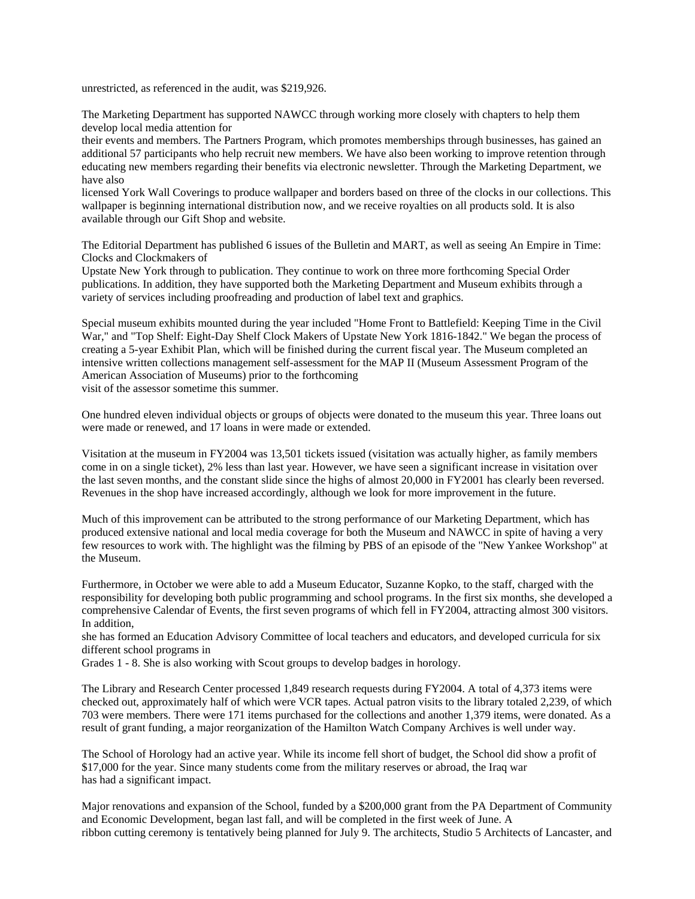unrestricted, as referenced in the audit, was $219,926.

The Marketing Department has supported NAWCC through working more closely with chapters to help them develop local media attention for their events and members. The Partners Program, which promotes memberships through businesses, has gained an additional 57 participants who help recruit new members. We have also been working to improve retention through educating new members regarding their benefits via electronic newsletter. Through the Marketing Department, we have also licensed York Wall Coverings to produce wallpaper and borders based on three of the clocks in our collections. This wallpaper is beginning international distribution now, and we receive royalties on all products sold. It is also available through our Gift Shop and website.

The Editorial Department has published 6 issues of the Bulletin and MART, as well as seeing An Empire in Time: Clocks and Clockmakers of Upstate New York through to publication. They continue to work on three more forthcoming Special Order publications. In addition, they have supported both the Marketing Department and Museum exhibits through a variety of services including proofreading and production of label text and graphics.

Special museum exhibits mounted during the year included "Home Front to Battlefield: Keeping Time in the Civil War," and "Top Shelf: Eight-Day Shelf Clock Makers of Upstate New York 1816-1842." We began the process of creating a 5-year Exhibit Plan, which will be finished during the current fiscal year. The Museum completed an intensive written collections management self-assessment for the MAP II (Museum Assessment Program of the American Association of Museums) prior to the forthcoming visit of the assessor sometime this summer.

One hundred eleven individual objects or groups of objects were donated to the museum this year. Three loans out were made or renewed, and 17 loans in were made or extended.

Visitation at the museum in FY2004 was 13,501 tickets issued (visitation was actually higher, as family members come in on a single ticket), 2% less than last year. However, we have seen a significant increase in visitation over the last seven months, and the constant slide since the highs of almost 20,000 in FY2001 has clearly been reversed. Revenues in the shop have increased accordingly, although we look for more improvement in the future.

Much of this improvement can be attributed to the strong performance of our Marketing Department, which has produced extensive national and local media coverage for both the Museum and NAWCC in spite of having a very few resources to work with. The highlight was the filming by PBS of an episode of the "New Yankee Workshop" at the Museum.

Furthermore, in October we were able to add a Museum Educator, Suzanne Kopko, to the staff, charged with the responsibility for developing both public programming and school programs. In the first six months, she developed a comprehensive Calendar of Events, the first seven programs of which fell in FY2004, attracting almost 300 visitors. In addition, she has formed an Education Advisory Committee of local teachers and educators, and developed curricula for six different school programs in Grades 1 - 8. She is also working with Scout groups to develop badges in horology.

The Library and Research Center processed 1,849 research requests during FY2004. A total of 4,373 items were checked out, approximately half of which were VCR tapes. Actual patron visits to the library totaled 2,239, of which 703 were members. There were 171 items purchased for the collections and another 1,379 items, were donated. As a result of grant funding, a major reorganization of the Hamilton Watch Company Archives is well under way.

The School of Horology had an active year. While its income fell short of budget, the School did show a profit of $17,000 for the year. Since many students come from the military reserves or abroad, the Iraq war has had a significant impact.

Major renovations and expansion of the School, funded by a $200,000 grant from the PA Department of Community and Economic Development, began last fall, and will be completed in the first week of June. A ribbon cutting ceremony is tentatively being planned for July 9. The architects, Studio 5 Architects of Lancaster, and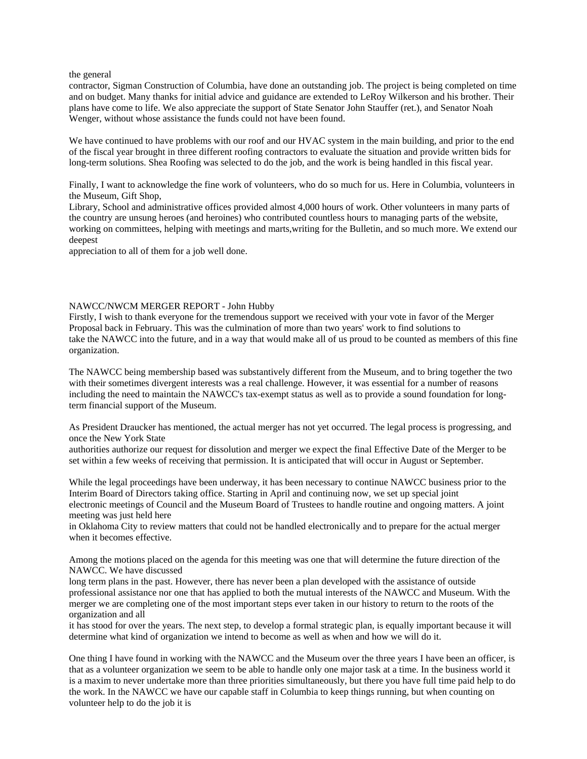the general contractor, Sigman Construction of Columbia, have done an outstanding job. The project is being completed on time and on budget. Many thanks for initial advice and guidance are extended to LeRoy Wilkerson and his brother. Their plans have come to life. We also appreciate the support of State Senator John Stauffer (ret.), and Senator Noah Wenger, without whose assistance the funds could not have been found.

We have continued to have problems with our roof and our HVAC system in the main building, and prior to the end of the fiscal year brought in three different roofing contractors to evaluate the situation and provide written bids for long-term solutions. Shea Roofing was selected to do the job, and the work is being handled in this fiscal year.

Finally, I want to acknowledge the fine work of volunteers, who do so much for us. Here in Columbia, volunteers in the Museum, Gift Shop, Library, School and administrative offices provided almost 4,000 hours of work. Other volunteers in many parts of the country are unsung heroes (and heroines) who contributed countless hours to managing parts of the website, working on committees, helping with meetings and marts,writing for the Bulletin, and so much more. We extend our deepest appreciation to all of them for a job well done.

## NAWCC/NWCM MERGER REPORT - John Hubby

Firstly, I wish to thank everyone for the tremendous support we received with your vote in favor of the Merger Proposal back in February. This was the culmination of more than two years' work to find solutions to take the NAWCC into the future, and in a way that would make all of us proud to be counted as members of this fine organization.

The NAWCC being membership based was substantively different from the Museum, and to bring together the two with their sometimes divergent interests was a real challenge. However, it was essential for a number of reasons including the need to maintain the NAWCC's tax-exempt status as well as to provide a sound foundation for long-term financial support of the Museum.

As President Draucker has mentioned, the actual merger has not yet occurred. The legal process is progressing, and once the New York State authorities authorize our request for dissolution and merger we expect the final Effective Date of the Merger to be set within a few weeks of receiving that permission. It is anticipated that will occur in August or September.

While the legal proceedings have been underway, it has been necessary to continue NAWCC business prior to the Interim Board of Directors taking office. Starting in April and continuing now, we set up special joint electronic meetings of Council and the Museum Board of Trustees to handle routine and ongoing matters. A joint meeting was just held here in Oklahoma City to review matters that could not be handled electronically and to prepare for the actual merger when it becomes effective.

Among the motions placed on the agenda for this meeting was one that will determine the future direction of the NAWCC. We have discussed long term plans in the past. However, there has never been a plan developed with the assistance of outside professional assistance nor one that has applied to both the mutual interests of the NAWCC and Museum. With the merger we are completing one of the most important steps ever taken in our history to return to the roots of the organization and all it has stood for over the years. The next step, to develop a formal strategic plan, is equally important because it will determine what kind of organization we intend to become as well as when and how we will do it.

One thing I have found in working with the NAWCC and the Museum over the three years I have been an officer, is that as a volunteer organization we seem to be able to handle only one major task at a time. In the business world it is a maxim to never undertake more than three priorities simultaneously, but there you have full time paid help to do the work. In the NAWCC we have our capable staff in Columbia to keep things running, but when counting on volunteer help to do the job it is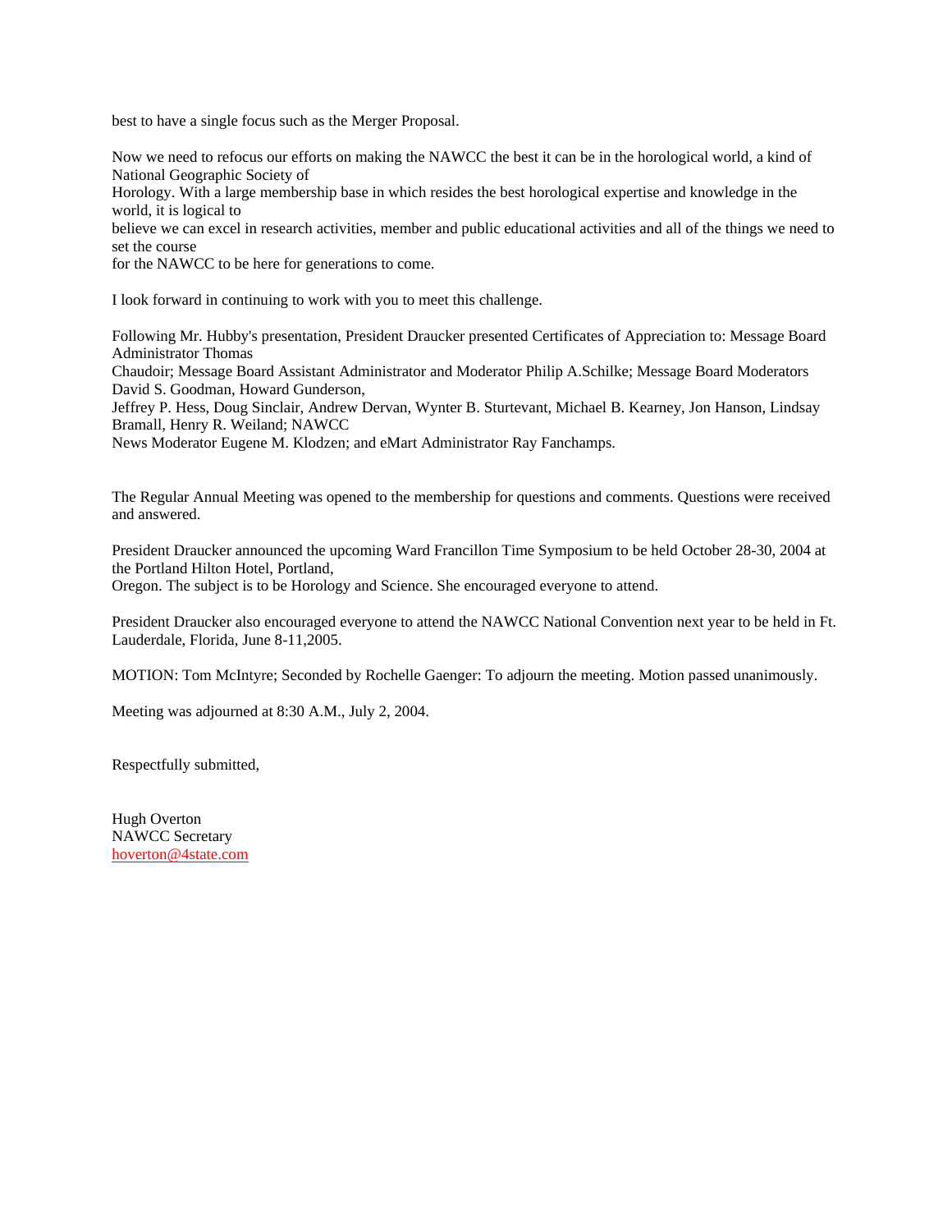best to have a single focus such as the Merger Proposal.

Now we need to refocus our efforts on making the NAWCC the best it can be in the horological world, a kind of National Geographic Society of Horology. With a large membership base in which resides the best horological expertise and knowledge in the world, it is logical to believe we can excel in research activities, member and public educational activities and all of the things we need to set the course for the NAWCC to be here for generations to come.

I look forward in continuing to work with you to meet this challenge.

Following Mr. Hubby's presentation, President Draucker presented Certificates of Appreciation to: Message Board Administrator Thomas Chaudoir; Message Board Assistant Administrator and Moderator Philip A.Schilke; Message Board Moderators David S. Goodman, Howard Gunderson, Jeffrey P. Hess, Doug Sinclair, Andrew Dervan, Wynter B. Sturtevant, Michael B. Kearney, Jon Hanson, Lindsay Bramall, Henry R. Weiland; NAWCC News Moderator Eugene M. Klodzen; and eMart Administrator Ray Fanchamps.

The Regular Annual Meeting was opened to the membership for questions and comments. Questions were received and answered.

President Draucker announced the upcoming Ward Francillon Time Symposium to be held October 28-30, 2004 at the Portland Hilton Hotel, Portland, Oregon. The subject is to be Horology and Science. She encouraged everyone to attend.

President Draucker also encouraged everyone to attend the NAWCC National Convention next year to be held in Ft. Lauderdale, Florida, June 8-11,2005.

MOTION: Tom McIntyre; Seconded by Rochelle Gaenger: To adjourn the meeting. Motion passed unanimously.

Meeting was adjourned at 8:30 A.M., July 2, 2004.

Respectfully submitted,

Hugh Overton
NAWCC Secretary
hoverton@4state.com